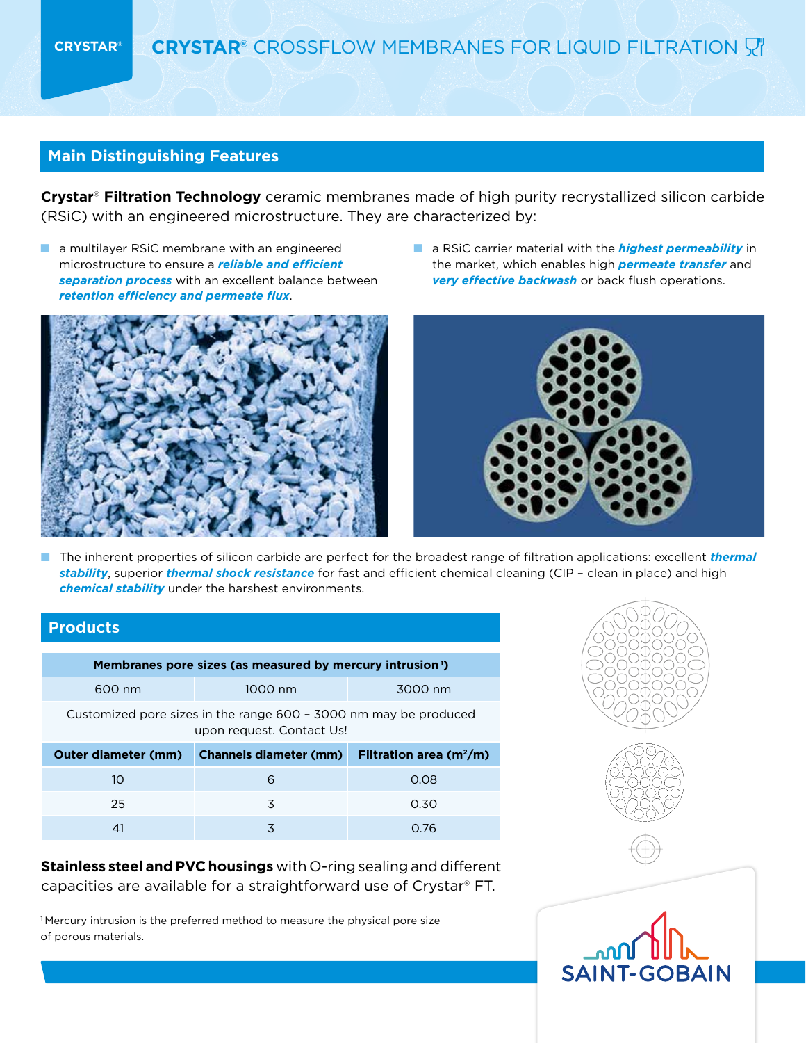# CRYSTAR® CROSSFLOW MEMBRANES FOR LIQUID FILTRATION

## Main Distinguishing Features

**Crystar® Filtration Technology** ceramic membranes made of high purity recrystallized silicon carbide (RSiC) with an engineered microstructure. They are characterized by:

- a multilayer RSiC membrane with an engineered microstructure to ensure a ***reliable and efficient separation process*** with an excellent balance between ***retention efficiency and permeate flux***.
- a RSiC carrier material with the ***highest permeability*** in the market, which enables high ***permeate transfer*** and ***very effective backwash*** or back flush operations.
- The inherent properties of silicon carbide are perfect for the broadest range of filtration applications: excellent ***thermal stability***, superior ***thermal shock resistance*** for fast and efficient chemical cleaning (CIP – clean in place) and high ***chemical stability*** under the harshest environments.

## Products

| Membranes pore sizes (as measured by mercury intrusion[1]) | | |
|---|---|---|
| 600 nm | 1000 nm | 3000 nm |
| Customized pore sizes in the range 600 – 3000 nm may be produced upon request. Contact Us! | | |
| **Outer diameter (mm)** | **Channels diameter (mm)** | **Filtration area ($m^2$/m)** |
| 10 | 6 | 0.08 |
| 25 | 3 | 0.30 |
| 41 | 3 | 0.76 |

**Stainless steel and PVC housings** with O-ring sealing and different capacities are available for a straightforward use of Crystar® FT.

[1] Mercury intrusion is the preferred method to measure the physical pore size of porous materials.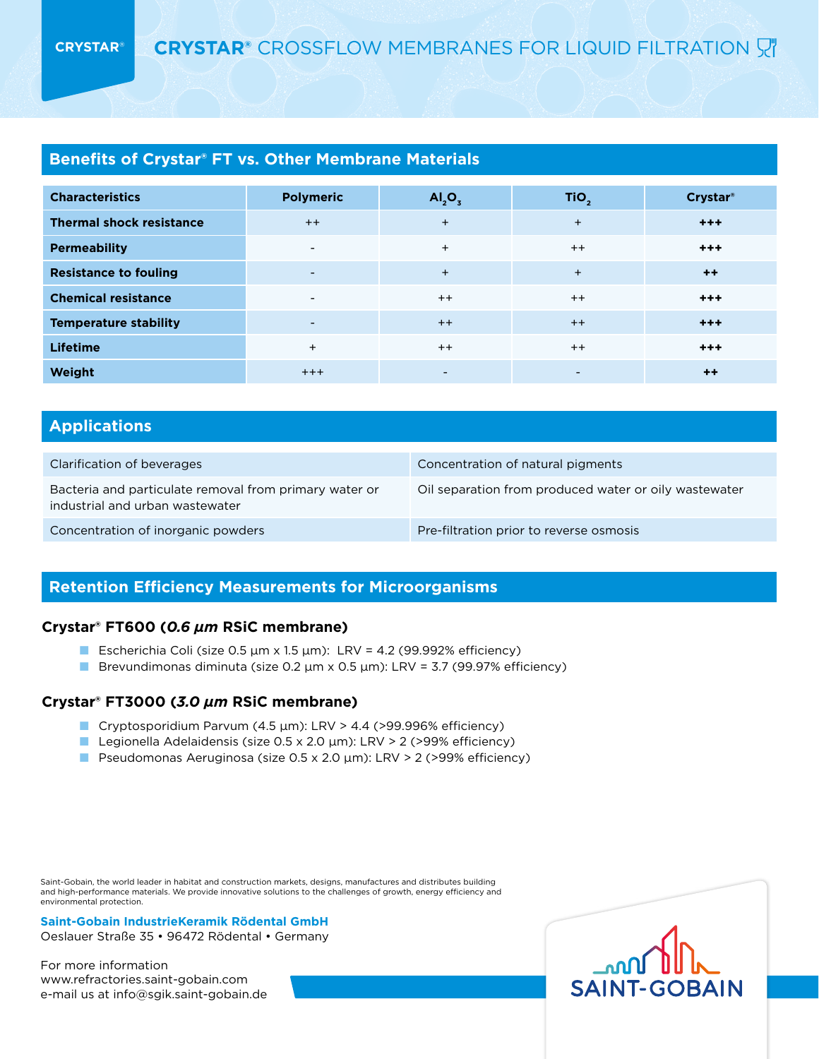# CRYSTAR® CROSSFLOW MEMBRANES FOR LIQUID FILTRATION

## Benefits of Crystar® FT vs. Other Membrane Materials

| Characteristics | Polymeric | $Al_2O_3$ | $TiO_2$ | Crystar® |
|---|---|---|---|---|
| Thermal shock resistance | ++ | + | + | +++ |
| Permeability | - | + | ++ | +++ |
| Resistance to fouling | - | + | + | ++ |
| Chemical resistance | - | ++ | ++ | +++ |
| Temperature stability | - | ++ | ++ | +++ |
| Lifetime | + | ++ | ++ | +++ |
| Weight | +++ | - | - | ++ |

## Applications

| | |
|---|---|
| Clarification of beverages | Concentration of natural pigments |
| Bacteria and particulate removal from primary water or industrial and urban wastewater | Oil separation from produced water or oily wastewater |
| Concentration of inorganic powders | Pre-filtration prior to reverse osmosis |

## Retention Efficiency Measurements for Microorganisms

### Crystar® FT600 (*0.6 µm* RSiC membrane)

- Escherichia Coli (size 0.5 µm x 1.5 µm): LRV = 4.2 (99.992% efficiency)
- Brevundimonas diminuta (size 0.2 µm x 0.5 µm): LRV = 3.7 (99.97% efficiency)

### Crystar® FT3000 (*3.0 µm* RSiC membrane)

- Cryptosporidium Parvum (4.5 µm): LRV > 4.4 (>99.996% efficiency)
- Legionella Adelaidensis (size 0.5 x 2.0 µm): LRV > 2 (>99% efficiency)
- Pseudomonas Aeruginosa (size 0.5 x 2.0 µm): LRV > 2 (>99% efficiency)

Saint-Gobain, the world leader in habitat and construction markets, designs, manufactures and distributes building and high-performance materials. We provide innovative solutions to the challenges of growth, energy efficiency and environmental protection.

**Saint-Gobain IndustrieKeramik Rödental GmbH**
Oeslauer Straße 35 • 96472 Rödental • Germany

For more information
www.refractories.saint-gobain.com
e-mail us at info@sgik.saint-gobain.de

SAINT-GOBAIN